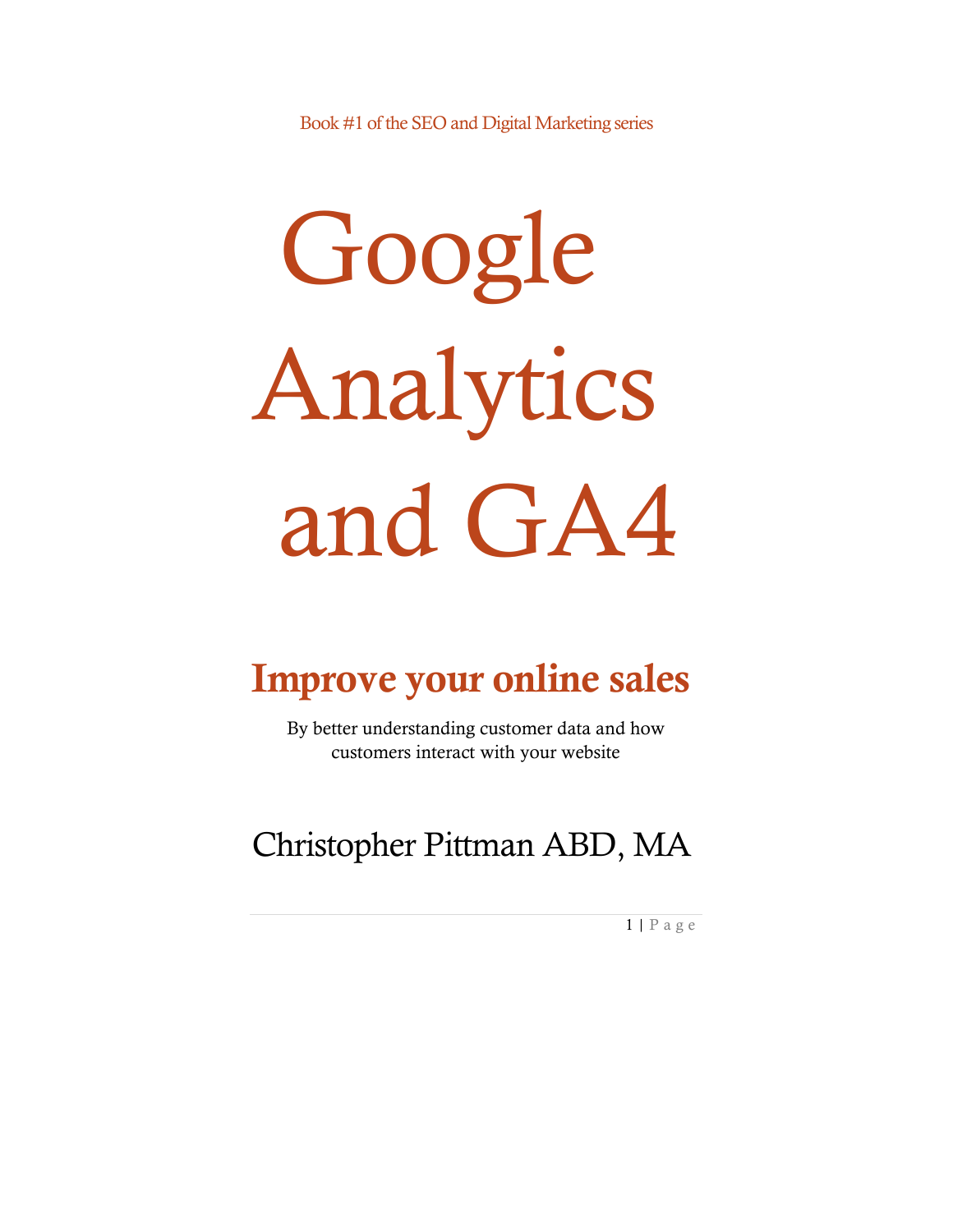Book #1 of the SEO and Digital Marketing series

# Google Analytics and GA4

## Improve your online sales

By better understanding customer data and how customers interact with your website

Christopher Pittman ABD, MA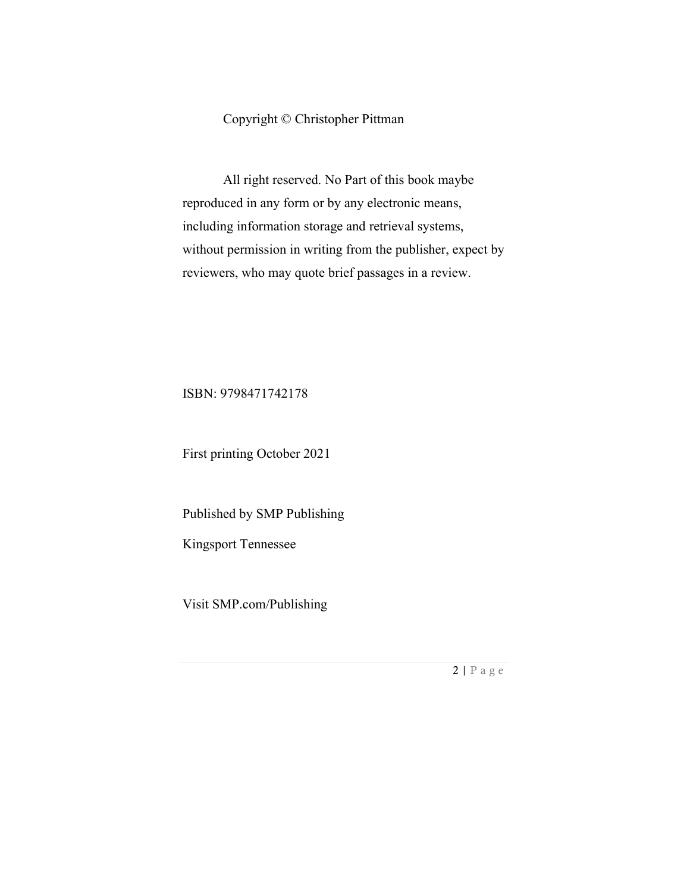Copyright © Christopher Pittman

All right reserved. No Part of this book maybe reproduced in any form or by any electronic means, including information storage and retrieval systems, without permission in writing from the publisher, expect by reviewers, who may quote brief passages in a review.

ISBN: 9798471742178

First printing October 2021

Published by SMP Publishing

Kingsport Tennessee

Visit SMP.com/Publishing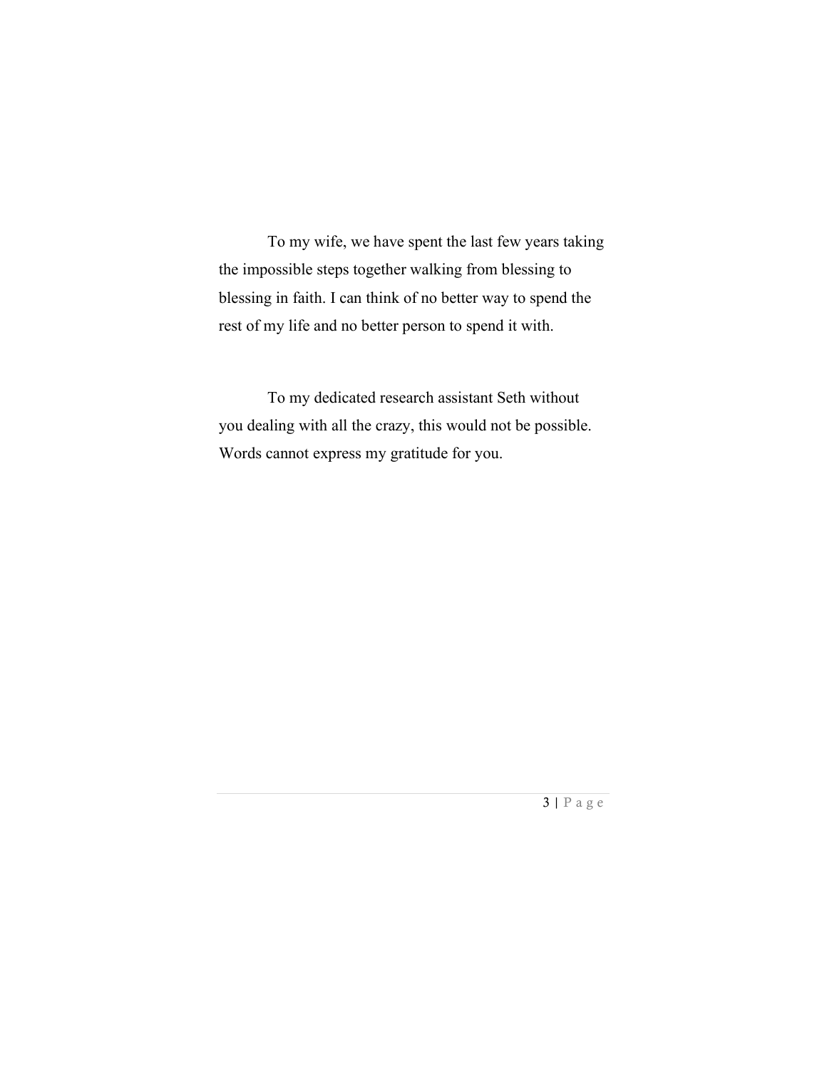To my wife, we have spent the last few years taking the impossible steps together walking from blessing to blessing in faith. I can think of no better way to spend the rest of my life and no better person to spend it with.

To my dedicated research assistant Seth without you dealing with all the crazy, this would not be possible. Words cannot express my gratitude for you.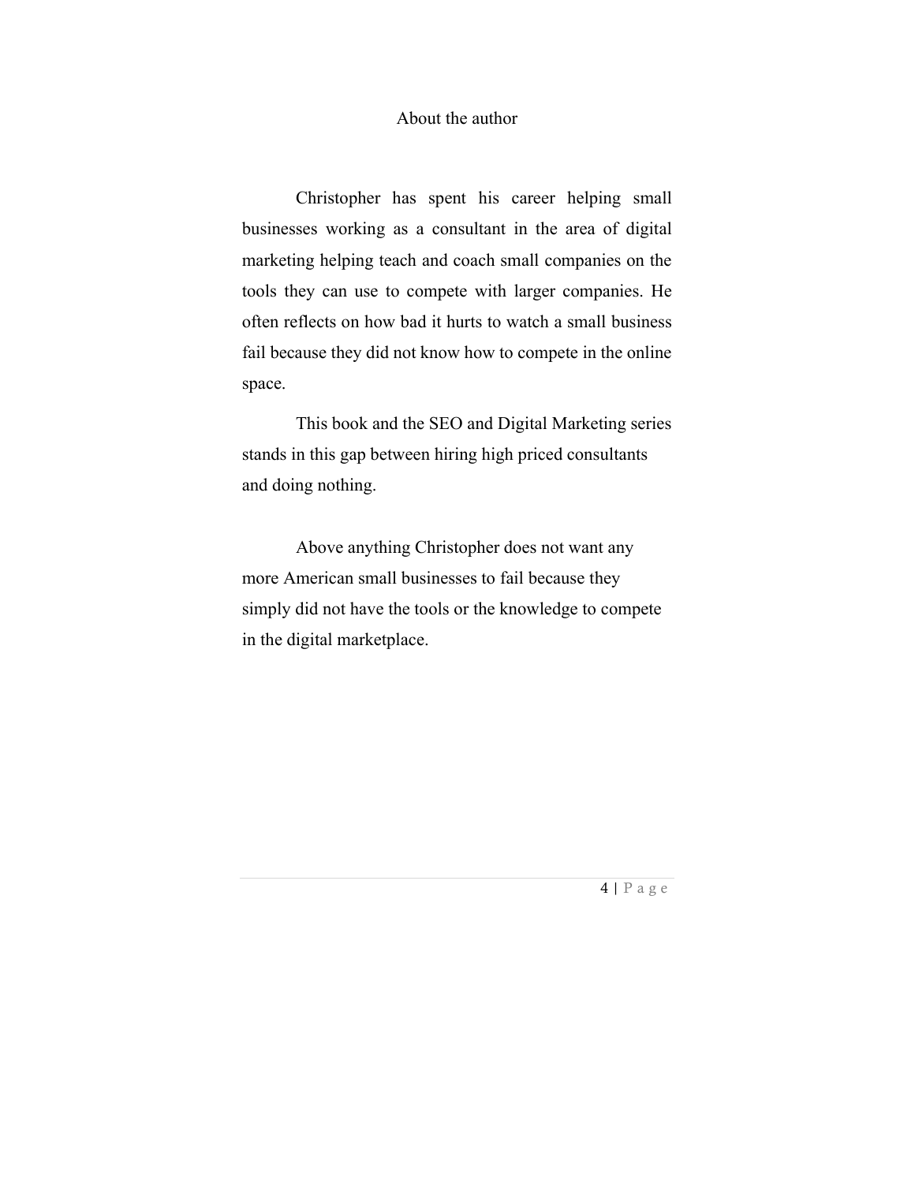# About the author

Christopher has spent his career helping small businesses working as a consultant in the area of digital marketing helping teach and coach small companies on the tools they can use to compete with larger companies. He often reflects on how bad it hurts to watch a small business fail because they did not know how to compete in the online space.

This book and the SEO and Digital Marketing series stands in this gap between hiring high priced consultants and doing nothing.

Above anything Christopher does not want any more American small businesses to fail because they simply did not have the tools or the knowledge to compete in the digital marketplace.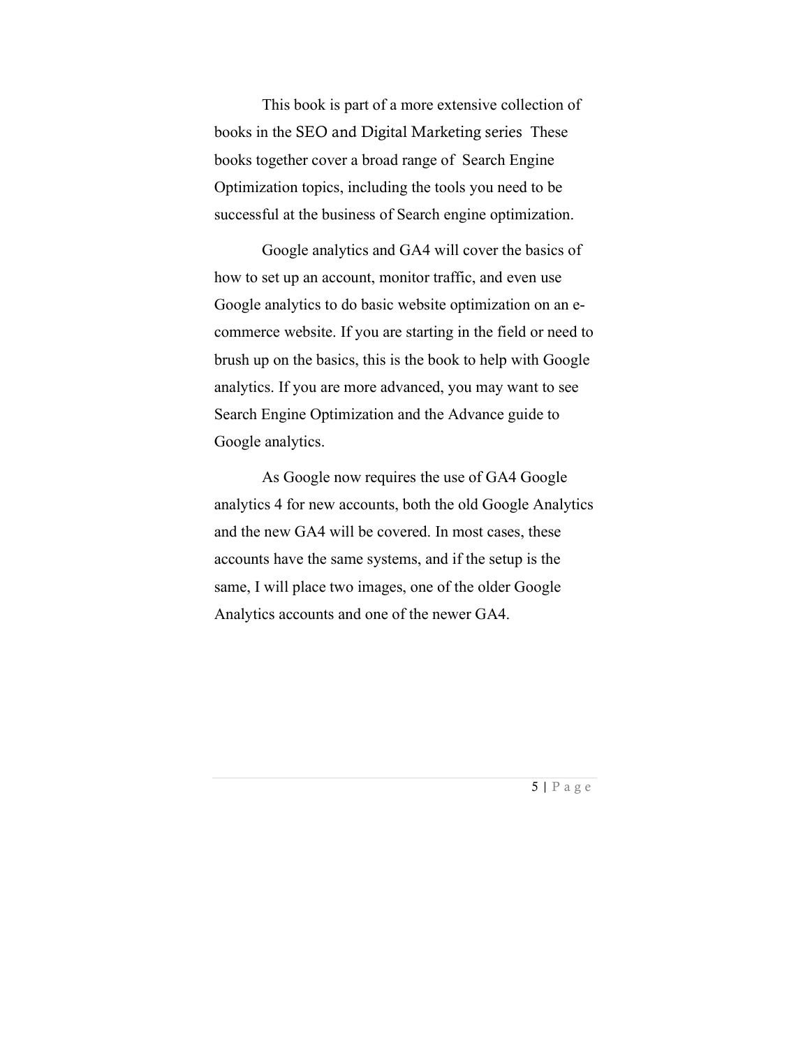This book is part of a more extensive collection of books in the SEO and Digital Marketing series  These books together cover a broad range of  Search Engine Optimization topics, including the tools you need to be successful at the business of Search engine optimization.

Google analytics and GA4 will cover the basics of how to set up an account, monitor traffic, and even use Google analytics to do basic website optimization on an e-commerce website. If you are starting in the field or need to brush up on the basics, this is the book to help with Google analytics. If you are more advanced, you may want to see Search Engine Optimization and the Advance guide to Google analytics.

As Google now requires the use of GA4 Google analytics 4 for new accounts, both the old Google Analytics and the new GA4 will be covered. In most cases, these accounts have the same systems, and if the setup is the same, I will place two images, one of the older Google Analytics accounts and one of the newer GA4.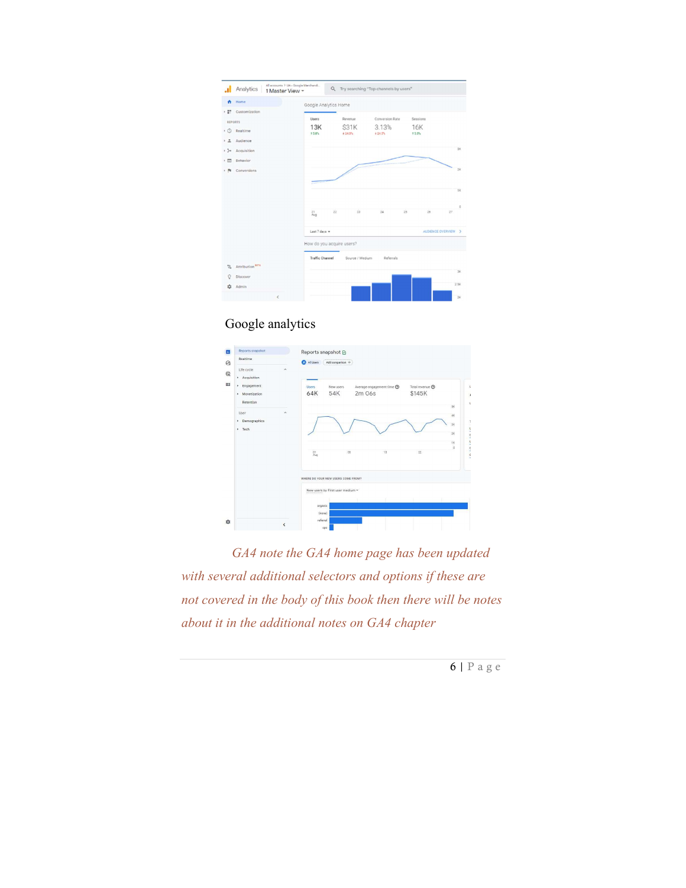Google analytics

*GA4 note the GA4 home page has been updated with several additional selectors and options if these are not covered in the body of this book then there will be notes about it in the additional notes on GA4 chapter*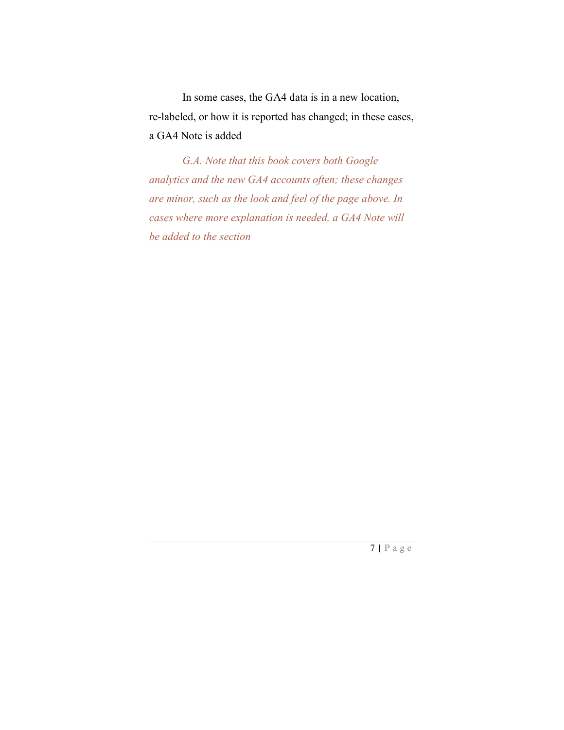In some cases, the GA4 data is in a new location, re-labeled, or how it is reported has changed; in these cases, a GA4 Note is added

*G.A. Note that this book covers both Google analytics and the new GA4 accounts often; these changes are minor, such as the look and feel of the page above. In cases where more explanation is needed, a GA4 Note will be added to the section*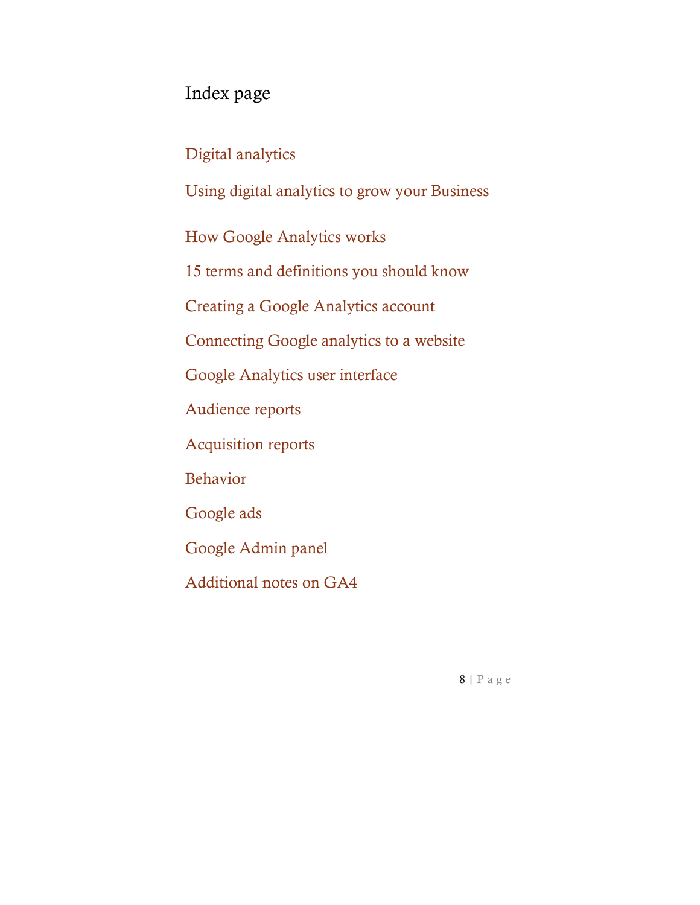# Index page

Digital analytics

Using digital analytics to grow your Business

How Google Analytics works

15 terms and definitions you should know

Creating a Google Analytics account

Connecting Google analytics to a website

Google Analytics user interface

Audience reports

Acquisition reports

Behavior

Google ads

Google Admin panel

Additional notes on GA4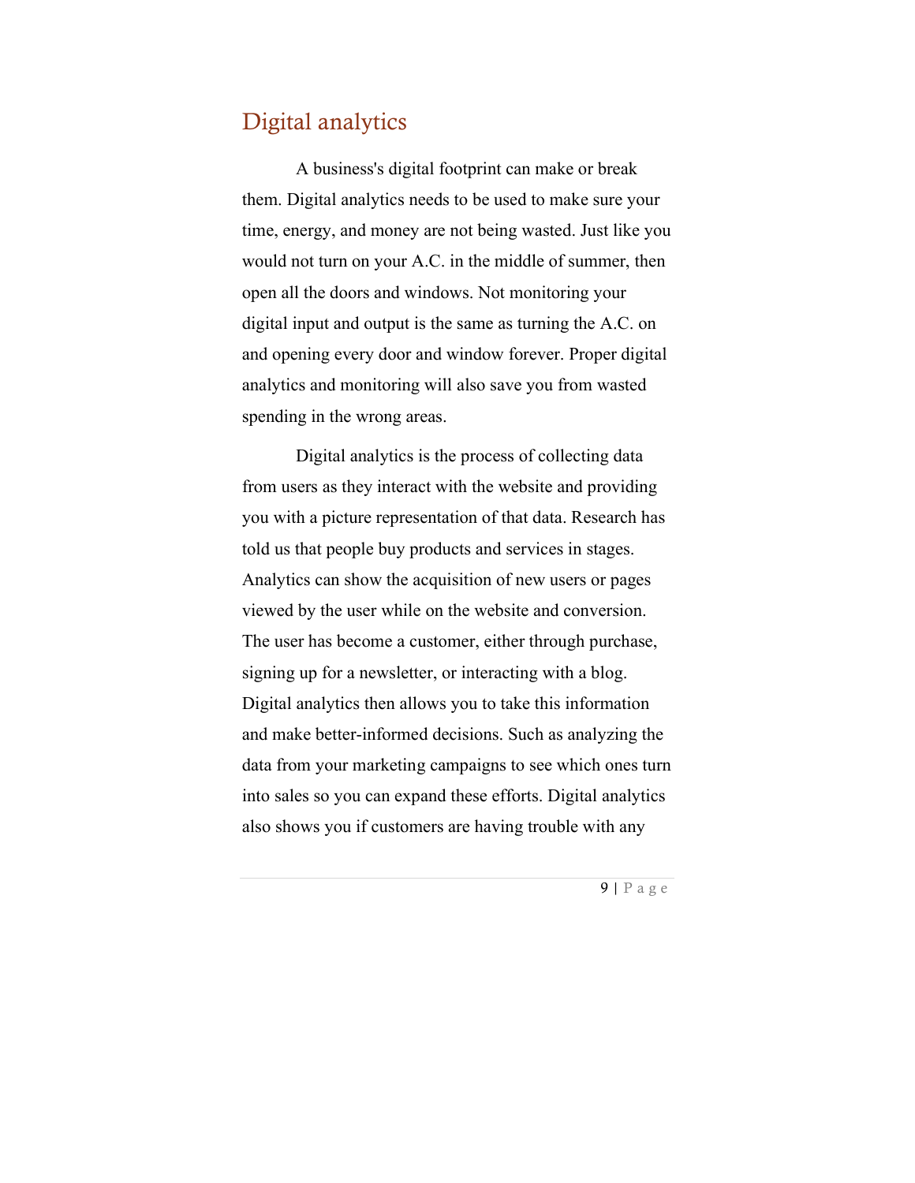## Digital analytics

A business's digital footprint can make or break them. Digital analytics needs to be used to make sure your time, energy, and money are not being wasted. Just like you would not turn on your A.C. in the middle of summer, then open all the doors and windows. Not monitoring your digital input and output is the same as turning the A.C. on and opening every door and window forever. Proper digital analytics and monitoring will also save you from wasted spending in the wrong areas.

Digital analytics is the process of collecting data from users as they interact with the website and providing you with a picture representation of that data. Research has told us that people buy products and services in stages. Analytics can show the acquisition of new users or pages viewed by the user while on the website and conversion. The user has become a customer, either through purchase, signing up for a newsletter, or interacting with a blog. Digital analytics then allows you to take this information and make better-informed decisions. Such as analyzing the data from your marketing campaigns to see which ones turn into sales so you can expand these efforts. Digital analytics also shows you if customers are having trouble with any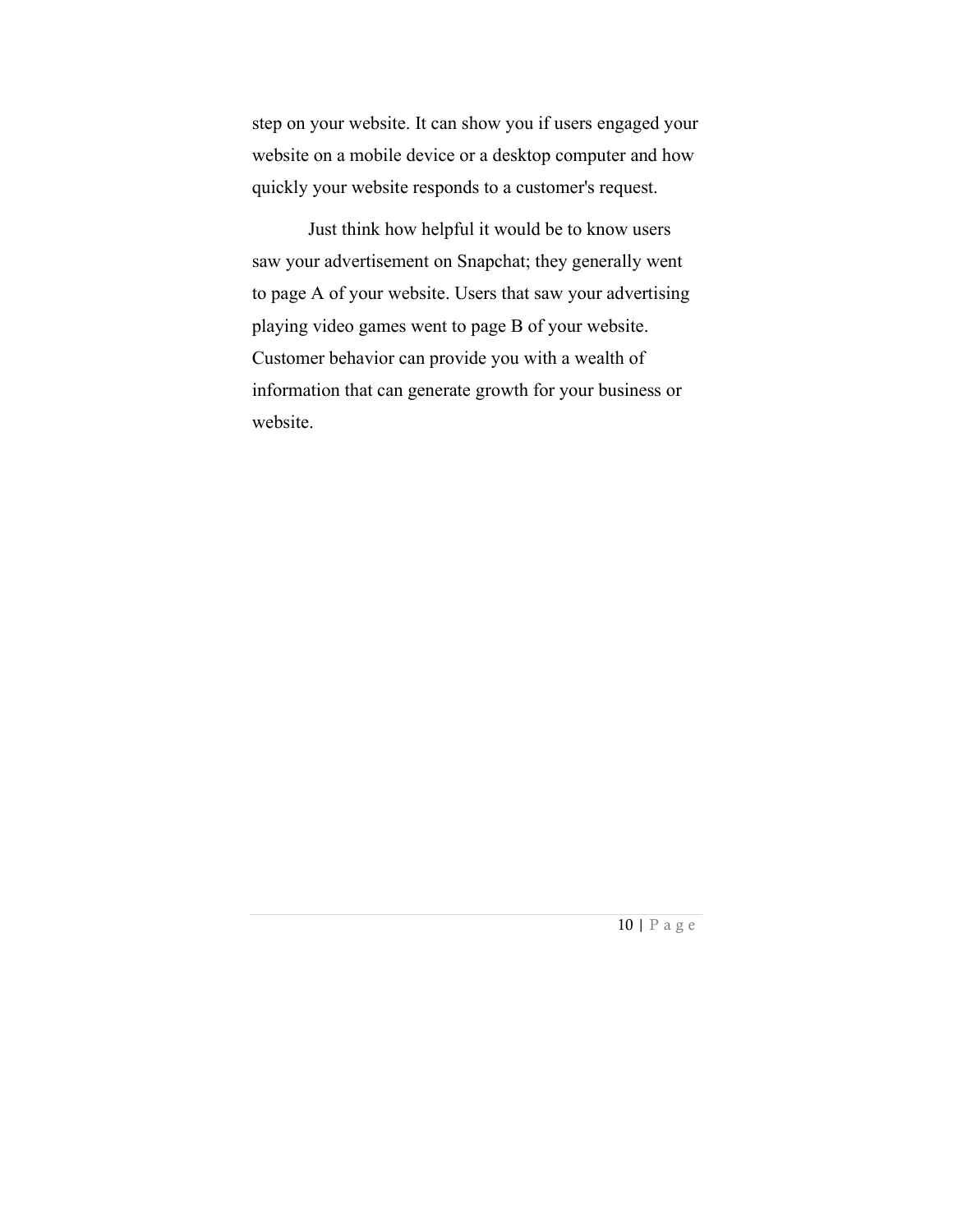step on your website. It can show you if users engaged your website on a mobile device or a desktop computer and how quickly your website responds to a customer's request.

Just think how helpful it would be to know users saw your advertisement on Snapchat; they generally went to page A of your website. Users that saw your advertising playing video games went to page B of your website. Customer behavior can provide you with a wealth of information that can generate growth for your business or website.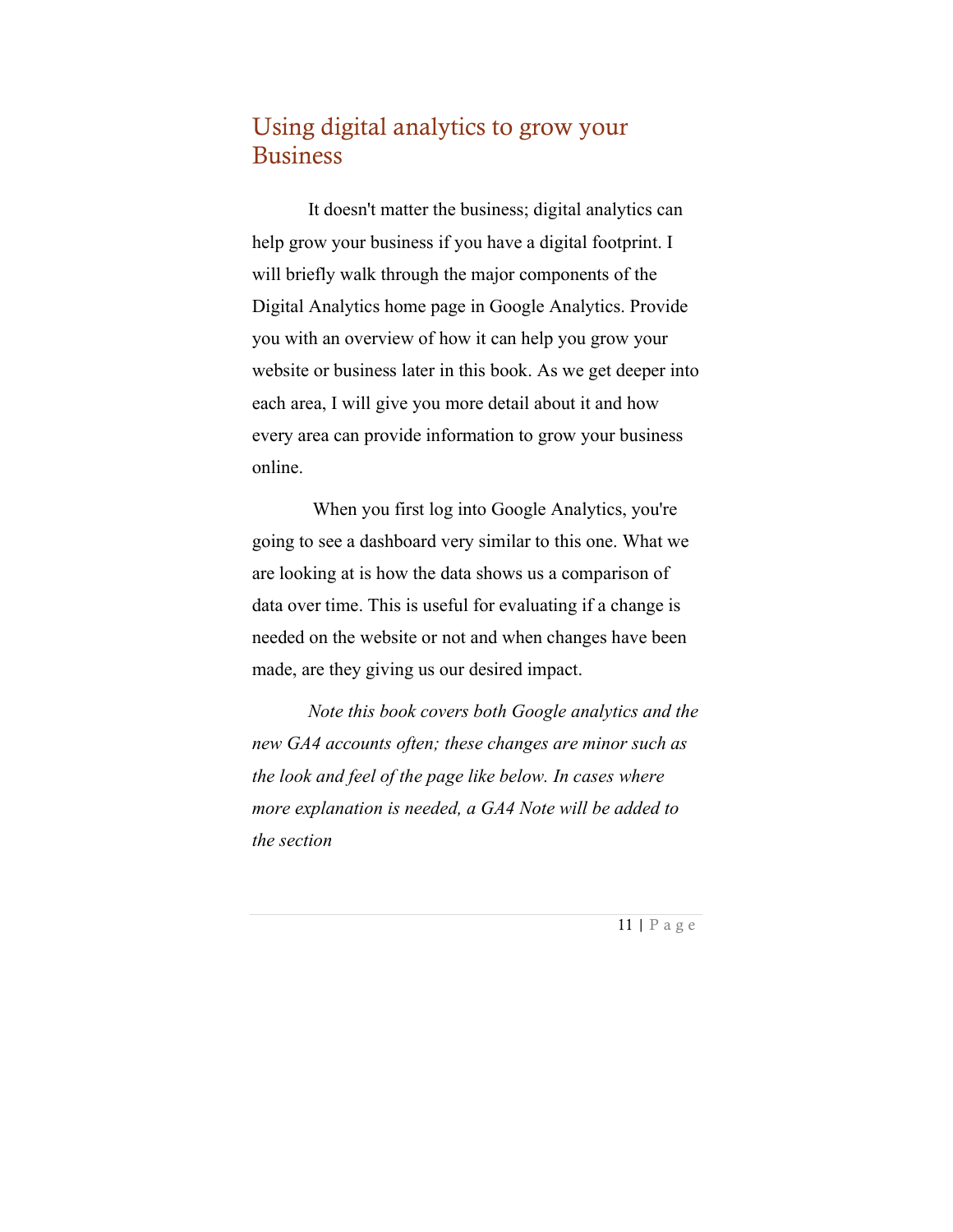## Using digital analytics to grow your Business

It doesn't matter the business; digital analytics can help grow your business if you have a digital footprint. I will briefly walk through the major components of the Digital Analytics home page in Google Analytics. Provide you with an overview of how it can help you grow your website or business later in this book. As we get deeper into each area, I will give you more detail about it and how every area can provide information to grow your business online.

When you first log into Google Analytics, you're going to see a dashboard very similar to this one. What we are looking at is how the data shows us a comparison of data over time. This is useful for evaluating if a change is needed on the website or not and when changes have been made, are they giving us our desired impact.

*Note this book covers both Google analytics and the new GA4 accounts often; these changes are minor such as the look and feel of the page like below. In cases where more explanation is needed, a GA4 Note will be added to the section*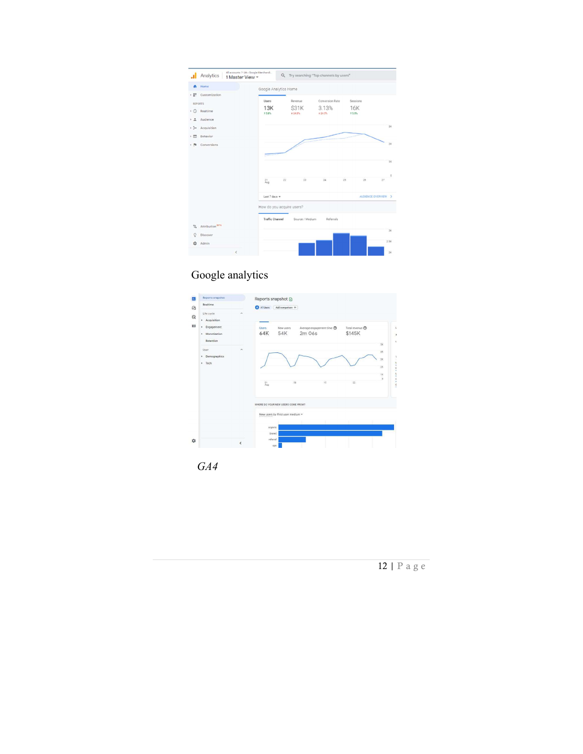Google analytics

*GA4*